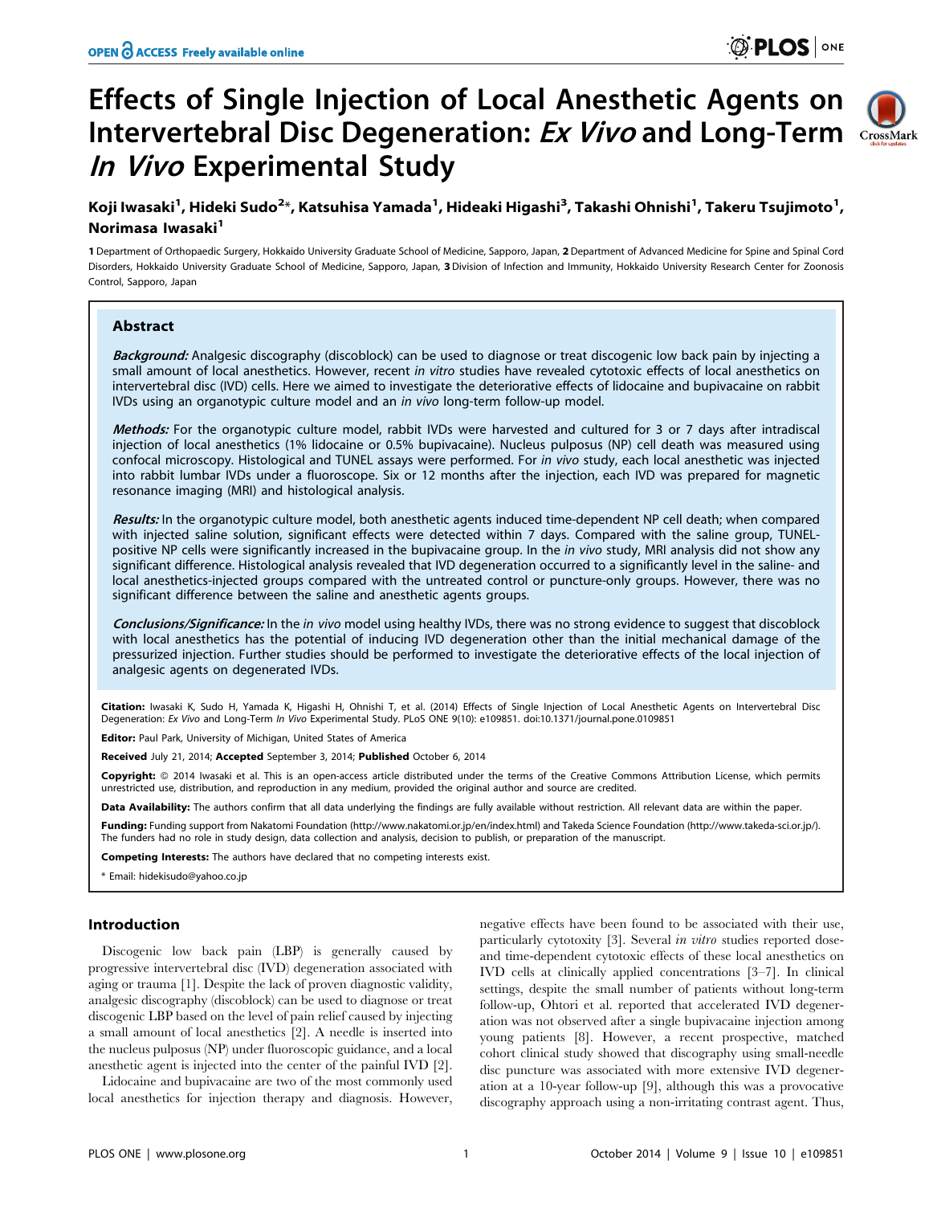# Effects of Single Injection of Local Anesthetic Agents on Intervertebral Disc Degeneration: *Ex Vivo* and Long-Term *In Vivo* Experimental Study

**Koji Iwasaki[1], Hideki Sudo[2]\*, Katsuhisa Yamada[1], Hideaki Higashi[3], Takashi Ohnishi[1], Takeru Tsujimoto[1], Norimasa Iwasaki[1]**

1 Department of Orthopaedic Surgery, Hokkaido University Graduate School of Medicine, Sapporo, Japan, 2 Department of Advanced Medicine for Spine and Spinal Cord Disorders, Hokkaido University Graduate School of Medicine, Sapporo, Japan, 3 Division of Infection and Immunity, Hokkaido University Research Center for Zoonosis Control, Sapporo, Japan

## Abstract

***Background:*** Analgesic discography (discoblock) can be used to diagnose or treat discogenic low back pain by injecting a small amount of local anesthetics. However, recent *in vitro* studies have revealed cytotoxic effects of local anesthetics on intervertebral disc (IVD) cells. Here we aimed to investigate the deteriorative effects of lidocaine and bupivacaine on rabbit IVDs using an organotypic culture model and an *in vivo* long-term follow-up model.

***Methods:*** For the organotypic culture model, rabbit IVDs were harvested and cultured for 3 or 7 days after intradiscal injection of local anesthetics (1% lidocaine or 0.5% bupivacaine). Nucleus pulposus (NP) cell death was measured using confocal microscopy. Histological and TUNEL assays were performed. For *in vivo* study, each local anesthetic was injected into rabbit lumbar IVDs under a fluoroscope. Six or 12 months after the injection, each IVD was prepared for magnetic resonance imaging (MRI) and histological analysis.

***Results:*** In the organotypic culture model, both anesthetic agents induced time-dependent NP cell death; when compared with injected saline solution, significant effects were detected within 7 days. Compared with the saline group, TUNEL-positive NP cells were significantly increased in the bupivacaine group. In the *in vivo* study, MRI analysis did not show any significant difference. Histological analysis revealed that IVD degeneration occurred to a significantly level in the saline- and local anesthetics-injected groups compared with the untreated control or puncture-only groups. However, there was no significant difference between the saline and anesthetic agents groups.

***Conclusions/Significance:*** In the *in vivo* model using healthy IVDs, there was no strong evidence to suggest that discoblock with local anesthetics has the potential of inducing IVD degeneration other than the initial mechanical damage of the pressurized injection. Further studies should be performed to investigate the deteriorative effects of the local injection of analgesic agents on degenerated IVDs.

**Citation:** Iwasaki K, Sudo H, Yamada K, Higashi H, Ohnishi T, et al. (2014) Effects of Single Injection of Local Anesthetic Agents on Intervertebral Disc Degeneration: Ex Vivo and Long-Term In Vivo Experimental Study. PLoS ONE 9(10): e109851. doi:10.1371/journal.pone.0109851

**Editor:** Paul Park, University of Michigan, United States of America

**Received** July 21, 2014; **Accepted** September 3, 2014; **Published** October 6, 2014

**Copyright:** © 2014 Iwasaki et al. This is an open-access article distributed under the terms of the Creative Commons Attribution License, which permits unrestricted use, distribution, and reproduction in any medium, provided the original author and source are credited.

**Data Availability:** The authors confirm that all data underlying the findings are fully available without restriction. All relevant data are within the paper.

**Funding:** Funding support from Nakatomi Foundation (http://www.nakatomi.or.jp/en/index.html) and Takeda Science Foundation (http://www.takeda-sci.or.jp/). The funders had no role in study design, data collection and analysis, decision to publish, or preparation of the manuscript.

**Competing Interests:** The authors have declared that no competing interests exist.

\* Email: hidekisudo@yahoo.co.jp

## Introduction

Discogenic low back pain (LBP) is generally caused by progressive intervertebral disc (IVD) degeneration associated with aging or trauma [1]. Despite the lack of proven diagnostic validity, analgesic discography (discoblock) can be used to diagnose or treat discogenic LBP based on the level of pain relief caused by injecting a small amount of local anesthetics [2]. A needle is inserted into the nucleus pulposus (NP) under fluoroscopic guidance, and a local anesthetic agent is injected into the center of the painful IVD [2].

Lidocaine and bupivacaine are two of the most commonly used local anesthetics for injection therapy and diagnosis. However, negative effects have been found to be associated with their use, particularly cytotoxicity [3]. Several *in vitro* studies reported dose- and time-dependent cytotoxic effects of these local anesthetics on IVD cells at clinically applied concentrations [3–7]. In clinical settings, despite the small number of patients without long-term follow-up, Ohtori et al. reported that accelerated IVD degeneration was not observed after a single bupivacaine injection among young patients [8]. However, a recent prospective, matched cohort clinical study showed that discography using small-needle disc puncture was associated with more extensive IVD degeneration at a 10-year follow-up [9], although this was a provocative discography approach using a non-irritating contrast agent. Thus,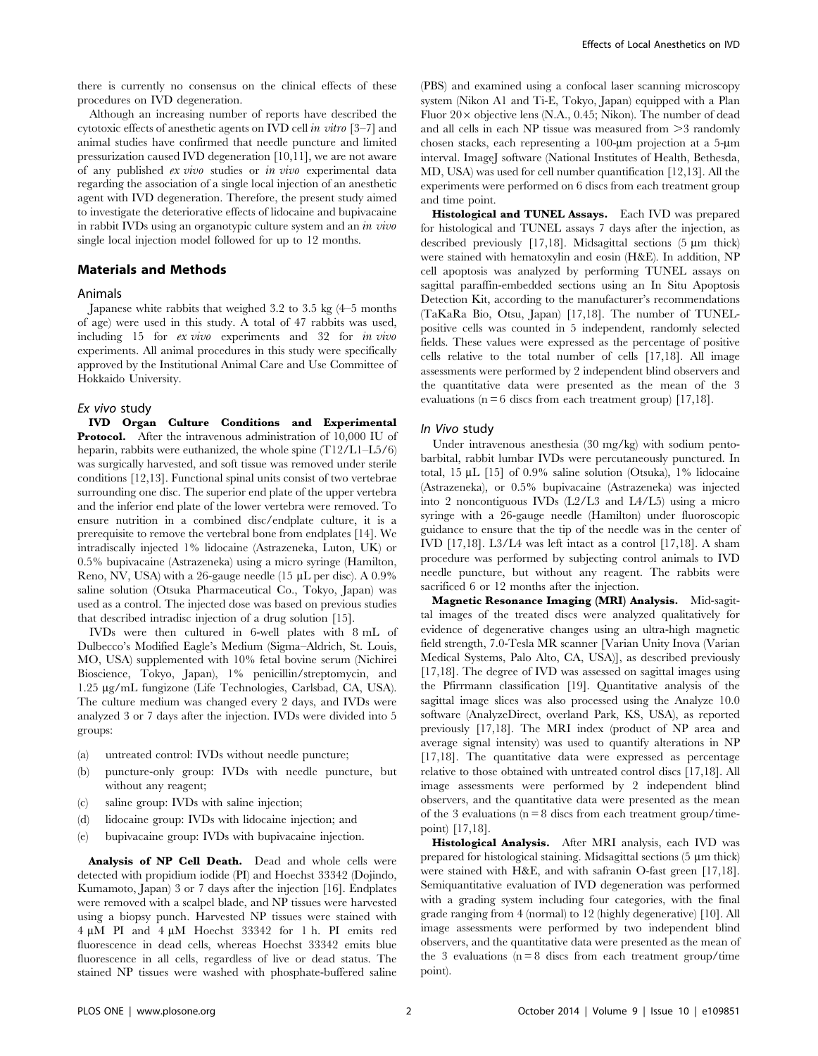there is currently no consensus on the clinical effects of these procedures on IVD degeneration.

Although an increasing number of reports have described the cytotoxic effects of anesthetic agents on IVD cell *in vitro* [3–7] and animal studies have confirmed that needle puncture and limited pressurization caused IVD degeneration [10,11], we are not aware of any published *ex vivo* studies or *in vivo* experimental data regarding the association of a single local injection of an anesthetic agent with IVD degeneration. Therefore, the present study aimed to investigate the deteriorative effects of lidocaine and bupivacaine in rabbit IVDs using an organotypic culture system and an *in vivo* single local injection model followed for up to 12 months.

## Materials and Methods

### Animals

Japanese white rabbits that weighed 3.2 to 3.5 kg (4–5 months of age) were used in this study. A total of 47 rabbits was used, including 15 for *ex vivo* experiments and 32 for *in vivo* experiments. All animal procedures in this study were specifically approved by the Institutional Animal Care and Use Committee of Hokkaido University.

### *Ex vivo* study

**IVD Organ Culture Conditions and Experimental Protocol.** After the intravenous administration of 10,000 IU of heparin, rabbits were euthanized, the whole spine (T12/L1–L5/6) was surgically harvested, and soft tissue was removed under sterile conditions [12,13]. Functional spinal units consist of two vertebrae surrounding one disc. The superior end plate of the upper vertebra and the inferior end plate of the lower vertebra were removed. To ensure nutrition in a combined disc/endplate culture, it is a prerequisite to remove the vertebral bone from endplates [14]. We intradiscally injected 1% lidocaine (Astrazeneka, Luton, UK) or 0.5% bupivacaine (Astrazeneka) using a micro syringe (Hamilton, Reno, NV, USA) with a 26-gauge needle (15 µL per disc). A 0.9% saline solution (Otsuka Pharmaceutical Co., Tokyo, Japan) was used as a control. The injected dose was based on previous studies that described intradisc injection of a drug solution [15].

IVDs were then cultured in 6-well plates with 8 mL of Dulbecco's Modified Eagle's Medium (Sigma–Aldrich, St. Louis, MO, USA) supplemented with 10% fetal bovine serum (Nichirei Bioscience, Tokyo, Japan), 1% penicillin/streptomycin, and 1.25 µg/mL fungizone (Life Technologies, Carlsbad, CA, USA). The culture medium was changed every 2 days, and IVDs were analyzed 3 or 7 days after the injection. IVDs were divided into 5 groups:

(a) untreated control: IVDs without needle puncture;
(b) puncture-only group: IVDs with needle puncture, but without any reagent;
(c) saline group: IVDs with saline injection;
(d) lidocaine group: IVDs with lidocaine injection; and
(e) bupivacaine group: IVDs with bupivacaine injection.

**Analysis of NP Cell Death.** Dead and whole cells were detected with propidium iodide (PI) and Hoechst 33342 (Dojindo, Kumamoto, Japan) 3 or 7 days after the injection [16]. Endplates were removed with a scalpel blade, and NP tissues were harvested using a biopsy punch. Harvested NP tissues were stained with 4 µM PI and 4 µM Hoechst 33342 for 1 h. PI emits red fluorescence in dead cells, whereas Hoechst 33342 emits blue fluorescence in all cells, regardless of live or dead status. The stained NP tissues were washed with phosphate-buffered saline (PBS) and examined using a confocal laser scanning microscopy system (Nikon A1 and Ti-E, Tokyo, Japan) equipped with a Plan Fluor 20× objective lens (N.A., 0.45; Nikon). The number of dead and all cells in each NP tissue was measured from >3 randomly chosen stacks, each representing a 100-µm projection at a 5-µm interval. ImageJ software (National Institutes of Health, Bethesda, MD, USA) was used for cell number quantification [12,13]. All the experiments were performed on 6 discs from each treatment group and time point.

**Histological and TUNEL Assays.** Each IVD was prepared for histological and TUNEL assays 7 days after the injection, as described previously [17,18]. Midsagittal sections (5 µm thick) were stained with hematoxylin and eosin (H&E). In addition, NP cell apoptosis was analyzed by performing TUNEL assays on sagittal paraffin-embedded sections using an In Situ Apoptosis Detection Kit, according to the manufacturer's recommendations (TaKaRa Bio, Otsu, Japan) [17,18]. The number of TUNEL-positive cells was counted in 5 independent, randomly selected fields. These values were expressed as the percentage of positive cells relative to the total number of cells [17,18]. All image assessments were performed by 2 independent blind observers and the quantitative data were presented as the mean of the 3 evaluations (n = 6 discs from each treatment group) [17,18].

### *In Vivo* study

Under intravenous anesthesia (30 mg/kg) with sodium pentobarbital, rabbit lumbar IVDs were percutaneously punctured. In total, 15 µL [15] of 0.9% saline solution (Otsuka), 1% lidocaine (Astrazeneka), or 0.5% bupivacaine (Astrazeneka) was injected into 2 noncontiguous IVDs (L2/L3 and L4/L5) using a micro syringe with a 26-gauge needle (Hamilton) under fluoroscopic guidance to ensure that the tip of the needle was in the center of IVD [17,18]. L3/L4 was left intact as a control [17,18]. A sham procedure was performed by subjecting control animals to IVD needle puncture, but without any reagent. The rabbits were sacrificed 6 or 12 months after the injection.

**Magnetic Resonance Imaging (MRI) Analysis.** Mid-sagittal images of the treated discs were analyzed qualitatively for evidence of degenerative changes using an ultra-high magnetic field strength, 7.0-Tesla MR scanner [Varian Unity Inova (Varian Medical Systems, Palo Alto, CA, USA)], as described previously [17,18]. The degree of IVD was assessed on sagittal images using the Pfirrmann classification [19]. Quantitative analysis of the sagittal image slices was also processed using the Analyze 10.0 software (AnalyzeDirect, overland Park, KS, USA), as reported previously [17,18]. The MRI index (product of NP area and average signal intensity) was used to quantify alterations in NP [17,18]. The quantitative data were expressed as percentage relative to those obtained with untreated control discs [17,18]. All image assessments were performed by 2 independent blind observers, and the quantitative data were presented as the mean of the 3 evaluations (n = 8 discs from each treatment group/time-point) [17,18].

**Histological Analysis.** After MRI analysis, each IVD was prepared for histological staining. Midsagittal sections (5 µm thick) were stained with H&E, and with safranin O-fast green [17,18]. Semiquantitative evaluation of IVD degeneration was performed with a grading system including four categories, with the final grade ranging from 4 (normal) to 12 (highly degenerative) [10]. All image assessments were performed by two independent blind observers, and the quantitative data were presented as the mean of the 3 evaluations (n = 8 discs from each treatment group/time point).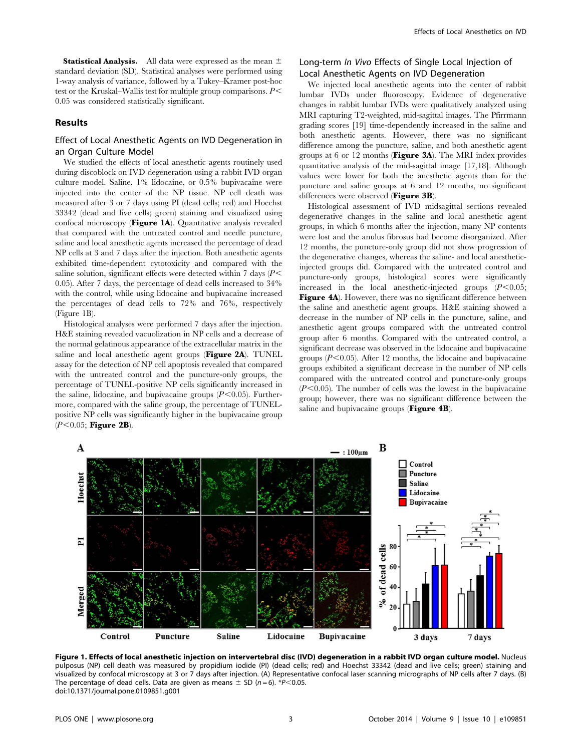**Statistical Analysis.** All data were expressed as the mean ± standard deviation (SD). Statistical analyses were performed using 1-way analysis of variance, followed by a Tukey–Kramer post-hoc test or the Kruskal–Wallis test for multiple group comparisons. $P < 0.05$ was considered statistically significant.

## Results

### Effect of Local Anesthetic Agents on IVD Degeneration in an Organ Culture Model

We studied the effects of local anesthetic agents routinely used during discoblock on IVD degeneration using a rabbit IVD organ culture model. Saline, 1% lidocaine, or 0.5% bupivacaine were injected into the center of the NP tissue. NP cell death was measured after 3 or 7 days using PI (dead cells; red) and Hoechst 33342 (dead and live cells; green) staining and visualized using confocal microscopy (**Figure 1A**). Quantitative analysis revealed that compared with the untreated control and needle puncture, saline and local anesthetic agents increased the percentage of dead NP cells at 3 and 7 days after the injection. Both anesthetic agents exhibited time-dependent cytotoxicity and compared with the saline solution, significant effects were detected within 7 days ($P < 0.05$). After 7 days, the percentage of dead cells increased to 34% with the control, while using lidocaine and bupivacaine increased the percentages of dead cells to 72% and 76%, respectively (Figure 1B).

Histological analyses were performed 7 days after the injection. H&E staining revealed vacuolization in NP cells and a decrease of the normal gelatinous appearance of the extracellular matrix in the saline and local anesthetic agent groups (**Figure 2A**). TUNEL assay for the detection of NP cell apoptosis revealed that compared with the untreated control and the puncture-only groups, the percentage of TUNEL-positive NP cells significantly increased in the saline, lidocaine, and bupivacaine groups ($P < 0.05$). Furthermore, compared with the saline group, the percentage of TUNEL-positive NP cells was significantly higher in the bupivacaine group ($P < 0.05$; **Figure 2B**).

### Long-term *In Vivo* Effects of Single Local Injection of Local Anesthetic Agents on IVD Degeneration

We injected local anesthetic agents into the center of rabbit lumbar IVDs under fluoroscopy. Evidence of degenerative changes in rabbit lumbar IVDs were qualitatively analyzed using MRI capturing T2-weighted, mid-sagittal images. The Pfirrmann grading scores [19] time-dependently increased in the saline and both anesthetic agents. However, there was no significant difference among the puncture, saline, and both anesthetic agent groups at 6 or 12 months (**Figure 3A**). The MRI index provides quantitative analysis of the mid-sagittal image [17,18]. Although values were lower for both the anesthetic agents than for the puncture and saline groups at 6 and 12 months, no significant differences were observed (**Figure 3B**).

Histological assessment of IVD midsagittal sections revealed degenerative changes in the saline and local anesthetic agent groups, in which 6 months after the injection, many NP contents were lost and the anulus fibrosus had become disorganized. After 12 months, the puncture-only group did not show progression of the degenerative changes, whereas the saline- and local anesthetic-injected groups did. Compared with the untreated control and puncture-only groups, histological scores were significantly increased in the local anesthetic-injected groups ($P < 0.05$; **Figure 4A**). However, there was no significant difference between the saline and anesthetic agent groups. H&E staining showed a decrease in the number of NP cells in the puncture, saline, and anesthetic agent groups compared with the untreated control group after 6 months. Compared with the untreated control, a significant decrease was observed in the lidocaine and bupivacaine groups ($P < 0.05$). After 12 months, the lidocaine and bupivacaine groups exhibited a significant decrease in the number of NP cells compared with the untreated control and puncture-only groups ($P < 0.05$). The number of cells was the lowest in the bupivacaine group; however, there was no significant difference between the saline and bupivacaine groups (**Figure 4B**).

**Figure 1. Effects of local anesthetic injection on intervertebral disc (IVD) degeneration in a rabbit IVD organ culture model.** Nucleus pulposus (NP) cell death was measured by propidium iodide (PI) (dead cells; red) and Hoechst 33342 (dead and live cells; green) staining and visualized by confocal microscopy at 3 or 7 days after injection. (A) Representative confocal laser scanning micrographs of NP cells after 7 days. (B) The percentage of dead cells. Data are given as means ± SD ($n = 6$). *$P < 0.05$.
doi:10.1371/journal.pone.0109851.g001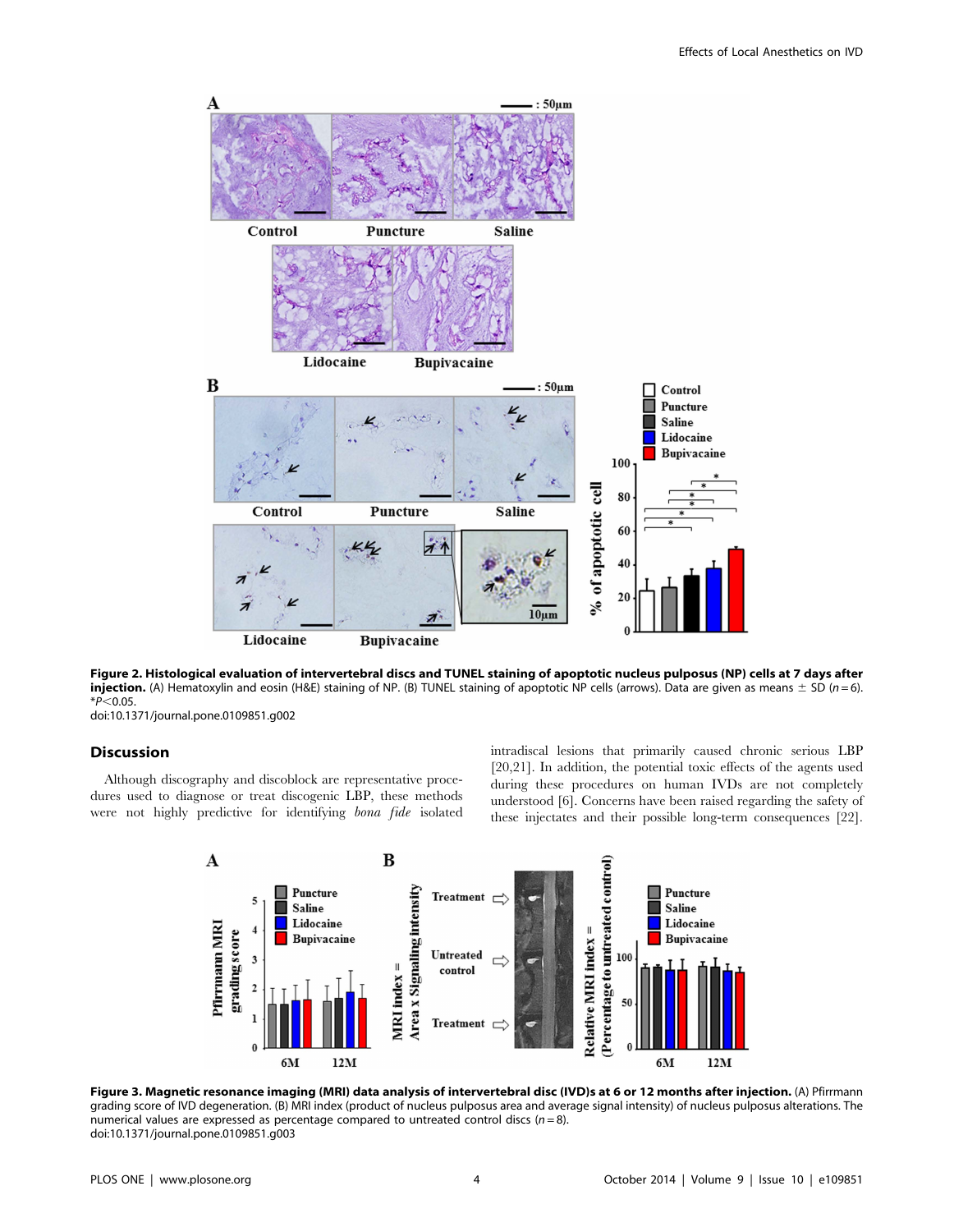A

: 50μm

Control

Puncture

Saline

Lidocaine

Bupivacaine

B

: 50μm

Control

Puncture

Saline

Lidocaine

Bupivacaine

10μm

Control
Puncture
Saline
Lidocaine
Bupivacaine

% of apoptotic cell

100
80
60
40
20
0

**Figure 2. Histological evaluation of intervertebral discs and TUNEL staining of apoptotic nucleus pulposus (NP) cells at 7 days after injection.** (A) Hematoxylin and eosin (H&E) staining of NP. (B) TUNEL staining of apoptotic NP cells (arrows). Data are given as means ± SD ($n = 6$). *$P < 0.05$.
doi:10.1371/journal.pone.0109851.g002

## Discussion

Although discography and discoblock are representative procedures used to diagnose or treat discogenic LBP, these methods were not highly predictive for identifying *bona fide* isolated intradiscal lesions that primarily caused chronic serious LBP [20,21]. In addition, the potential toxic effects of the agents used during these procedures on human IVDs are not completely understood [6]. Concerns have been raised regarding the safety of these injectates and their possible long-term consequences [22].

A

Puncture
Saline
Lidocaine
Bupivacaine

Pfirrmann MRI grading score

5
4
3
2
1
0

6M
12M

B

MRI index = Area x Signaling intensity

Treatment

Untreated control

Treatment

Relative MRI index = (Percentage to untreated control)

Puncture
Saline
Lidocaine
Bupivacaine

100
50
0

6M
12M

**Figure 3. Magnetic resonance imaging (MRI) data analysis of intervertebral disc (IVD)s at 6 or 12 months after injection.** (A) Pfirrmann grading score of IVD degeneration. (B) MRI index (product of nucleus pulposus area and average signal intensity) of nucleus pulposus alterations. The numerical values are expressed as percentage compared to untreated control discs ($n = 8$).
doi:10.1371/journal.pone.0109851.g003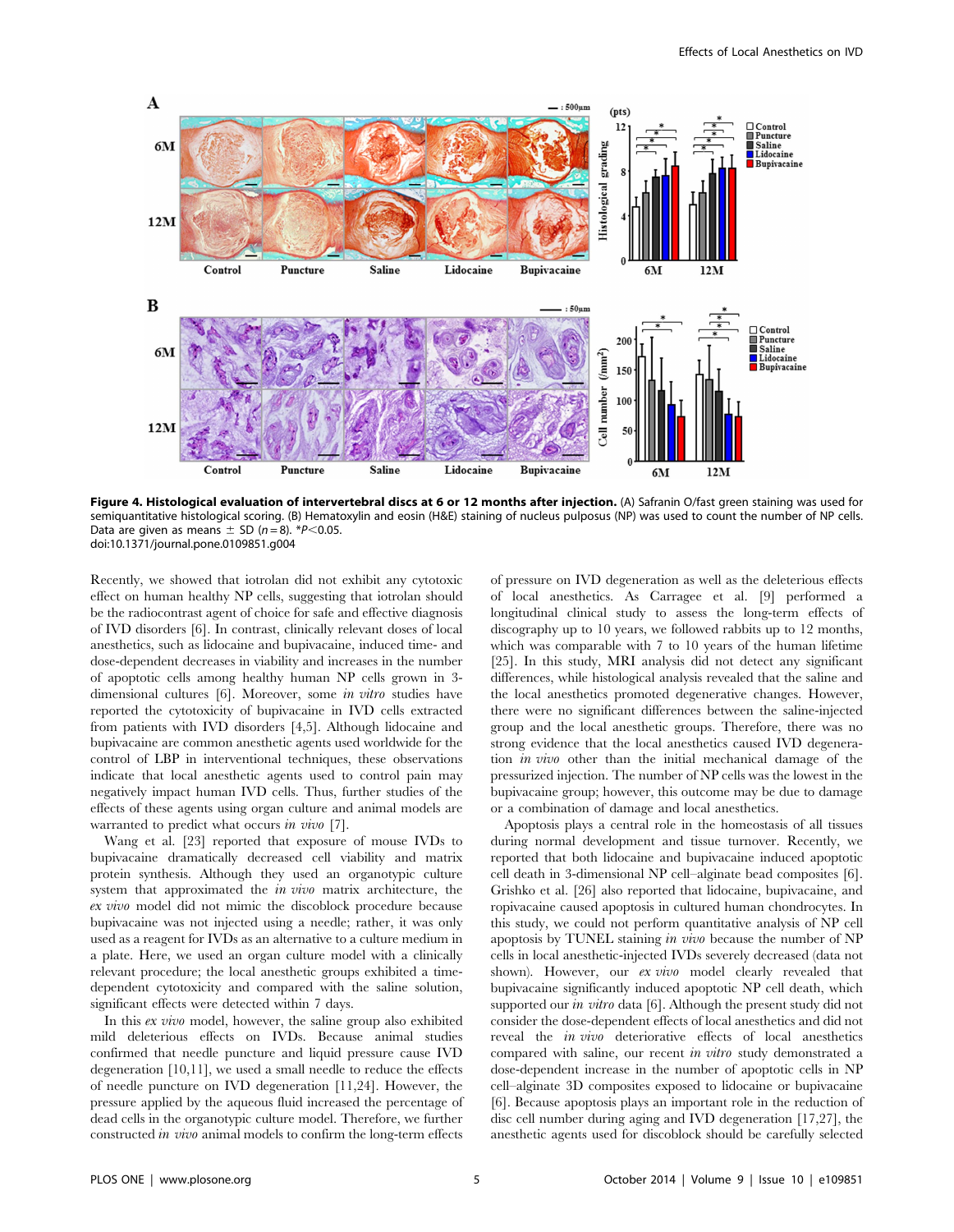A

6M

12M

— : 500μm

Control Puncture Saline Lidocaine Bupivacaine

(pts)

12

8

4

0

Histological grading

6M 12M

□ Control
■ Puncture
■ Saline
■ Lidocaine
■ Bupivacaine

B

6M

12M

— : 50μm

Control Puncture Saline Lidocaine Bupivacaine

200

150

100

50

0

Cell number (/mm²)

6M 12M

□ Control
■ Puncture
■ Saline
■ Lidocaine
■ Bupivacaine

**Figure 4. Histological evaluation of intervertebral discs at 6 or 12 months after injection.** (A) Safranin O/fast green staining was used for semiquantitative histological scoring. (B) Hematoxylin and eosin (H&E) staining of nucleus pulposus (NP) was used to count the number of NP cells. Data are given as means ± SD ($n = 8$). *$P < 0.05$.
doi:10.1371/journal.pone.0109851.g004

Recently, we showed that iotrolan did not exhibit any cytotoxic effect on human healthy NP cells, suggesting that iotrolan should be the radiocontrast agent of choice for safe and effective diagnosis of IVD disorders [6]. In contrast, clinically relevant doses of local anesthetics, such as lidocaine and bupivacaine, induced time- and dose-dependent decreases in viability and increases in the number of apoptotic cells among healthy human NP cells grown in 3-dimensional cultures [6]. Moreover, some *in vitro* studies have reported the cytotoxicity of bupivacaine in IVD cells extracted from patients with IVD disorders [4,5]. Although lidocaine and bupivacaine are common anesthetic agents used worldwide for the control of LBP in interventional techniques, these observations indicate that local anesthetic agents used to control pain may negatively impact human IVD cells. Thus, further studies of the effects of these agents using organ culture and animal models are warranted to predict what occurs *in vivo* [7].

Wang et al. [23] reported that exposure of mouse IVDs to bupivacaine dramatically decreased cell viability and matrix protein synthesis. Although they used an organotypic culture system that approximated the *in vivo* matrix architecture, the *ex vivo* model did not mimic the discoblock procedure because bupivacaine was not injected using a needle; rather, it was only used as a reagent for IVDs as an alternative to a culture medium in a plate. Here, we used an organ culture model with a clinically relevant procedure; the local anesthetic groups exhibited a time-dependent cytotoxicity and compared with the saline solution, significant effects were detected within 7 days.

In this *ex vivo* model, however, the saline group also exhibited mild deleterious effects on IVDs. Because animal studies confirmed that needle puncture and liquid pressure cause IVD degeneration [10,11], we used a small needle to reduce the effects of needle puncture on IVD degeneration [11,24]. However, the pressure applied by the aqueous fluid increased the percentage of dead cells in the organotypic culture model. Therefore, we further constructed *in vivo* animal models to confirm the long-term effects of pressure on IVD degeneration as well as the deleterious effects of local anesthetics. As Carragee et al. [9] performed a longitudinal clinical study to assess the long-term effects of discography up to 10 years, we followed rabbits up to 12 months, which was comparable with 7 to 10 years of the human lifetime [25]. In this study, MRI analysis did not detect any significant differences, while histological analysis revealed that the saline and the local anesthetics promoted degenerative changes. However, there were no significant differences between the saline-injected group and the local anesthetic groups. Therefore, there was no strong evidence that the local anesthetics caused IVD degeneration *in vivo* other than the initial mechanical damage of the pressurized injection. The number of NP cells was the lowest in the bupivacaine group; however, this outcome may be due to damage or a combination of damage and local anesthetics.

Apoptosis plays a central role in the homeostasis of all tissues during normal development and tissue turnover. Recently, we reported that both lidocaine and bupivacaine induced apoptotic cell death in 3-dimensional NP cell–alginate bead composites [6]. Grishko et al. [26] also reported that lidocaine, bupivacaine, and ropivacaine caused apoptosis in cultured human chondrocytes. In this study, we could not perform quantitative analysis of NP cell apoptosis by TUNEL staining *in vivo* because the number of NP cells in local anesthetic-injected IVDs severely decreased (data not shown). However, our *ex vivo* model clearly revealed that bupivacaine significantly induced apoptotic NP cell death, which supported our *in vitro* data [6]. Although the present study did not consider the dose-dependent effects of local anesthetics and did not reveal the *in vivo* deteriorative effects of local anesthetics compared with saline, our recent *in vitro* study demonstrated a dose-dependent increase in the number of apoptotic cells in NP cell–alginate 3D composites exposed to lidocaine or bupivacaine [6]. Because apoptosis plays an important role in the reduction of disc cell number during aging and IVD degeneration [17,27], the anesthetic agents used for discoblock should be carefully selected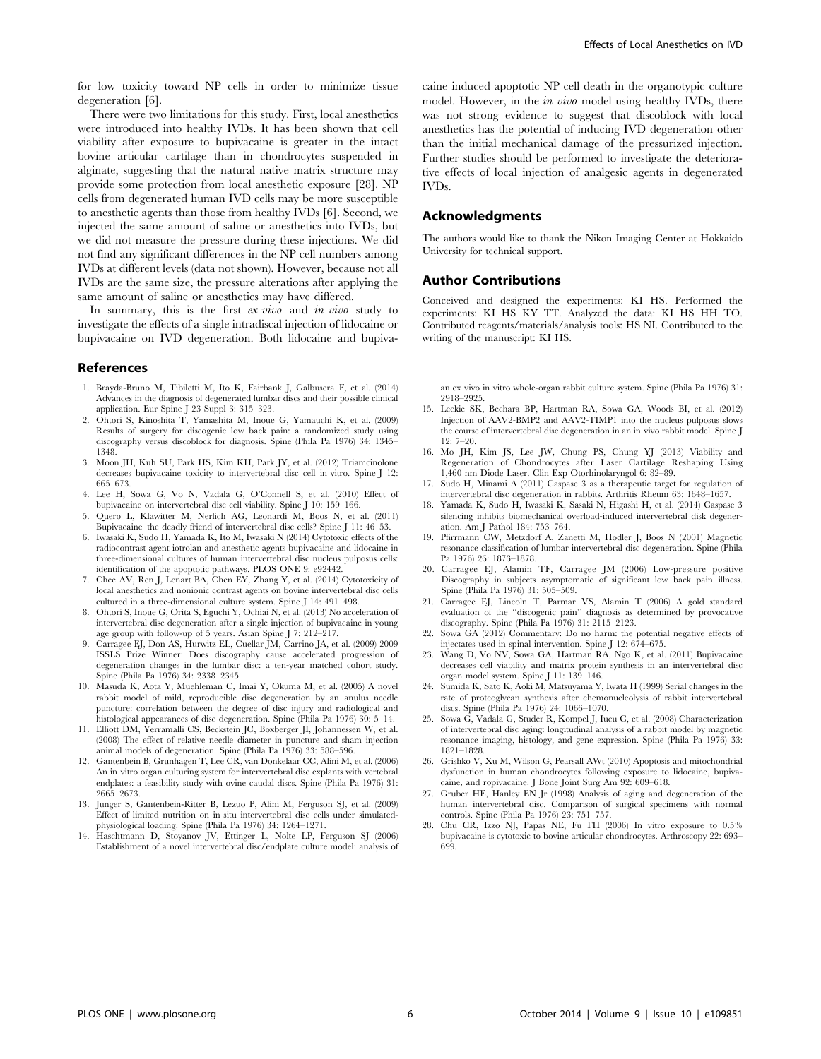for low toxicity toward NP cells in order to minimize tissue degeneration [6].

There were two limitations for this study. First, local anesthetics were introduced into healthy IVDs. It has been shown that cell viability after exposure to bupivacaine is greater in the intact bovine articular cartilage than in chondrocytes suspended in alginate, suggesting that the natural native matrix structure may provide some protection from local anesthetic exposure [28]. NP cells from degenerated human IVD cells may be more susceptible to anesthetic agents than those from healthy IVDs [6]. Second, we injected the same amount of saline or anesthetics into IVDs, but we did not measure the pressure during these injections. We did not find any significant differences in the NP cell numbers among IVDs at different levels (data not shown). However, because not all IVDs are the same size, the pressure alterations after applying the same amount of saline or anesthetics may have differed.

In summary, this is the first *ex vivo* and *in vivo* study to investigate the effects of a single intradiscal injection of lidocaine or bupivacaine on IVD degeneration. Both lidocaine and bupivacaine induced apoptotic NP cell death in the organotypic culture model. However, in the *in vivo* model using healthy IVDs, there was not strong evidence to suggest that discoblock with local anesthetics has the potential of inducing IVD degeneration other than the initial mechanical damage of the pressurized injection. Further studies should be performed to investigate the deteriorative effects of local injection of analgesic agents in degenerated IVDs.

## Acknowledgments

The authors would like to thank the Nikon Imaging Center at Hokkaido University for technical support.

## Author Contributions

Conceived and designed the experiments: KI HS. Performed the experiments: KI HS KY TT. Analyzed the data: KI HS HH TO. Contributed reagents/materials/analysis tools: HS NI. Contributed to the writing of the manuscript: KI HS.

## References

1. Brayda-Bruno M, Tibiletti M, Ito K, Fairbank J, Galbusera F, et al. (2014) Advances in the diagnosis of degenerated lumbar discs and their possible clinical application. Eur Spine J 23 Suppl 3: 315–323.
2. Ohtori S, Kinoshita T, Yamashita M, Inoue G, Yamauchi K, et al. (2009) Results of surgery for discogenic low back pain: a randomized study using discography versus discoblock for diagnosis. Spine (Phila Pa 1976) 34: 1345–1348.
3. Moon JH, Kuh SU, Park HS, Kim KH, Park JY, et al. (2012) Triamcinolone decreases bupivacaine toxicity to intervertebral disc cell in vitro. Spine J 12: 665–673.
4. Lee H, Sowa G, Vo N, Vadala G, O'Connell S, et al. (2010) Effect of bupivacaine on intervertebral disc cell viability. Spine J 10: 159–166.
5. Quero L, Klawitter M, Nerlich AG, Leonardi M, Boos N, et al. (2011) Bupivacaine–the deadly friend of intervertebral disc cells? Spine J 11: 46–53.
6. Iwasaki K, Sudo H, Yamada K, Ito M, Iwasaki N (2014) Cytotoxic effects of the radiocontrast agent iotrolan and anesthetic agents bupivacaine and lidocaine in three-dimensional cultures of human intervertebral disc nucleus pulposus cells: identification of the apoptotic pathways. PLOS ONE 9: e92442.
7. Chee AV, Ren J, Lenart BA, Chen EY, Zhang Y, et al. (2014) Cytotoxicity of local anesthetics and nonionic contrast agents on bovine intervertebral disc cells cultured in a three-dimensional culture system. Spine J 14: 491–498.
8. Ohtori S, Inoue G, Orita S, Eguchi Y, Ochiai N, et al. (2013) No acceleration of intervertebral disc degeneration after a single injection of bupivacaine in young age group with follow-up of 5 years. Asian Spine J 7: 212–217.
9. Carragee EJ, Don AS, Hurwitz EL, Cuellar JM, Carrino JA, et al. (2009) 2009 ISSLS Prize Winner: Does discography cause accelerated progression of degeneration changes in the lumbar disc: a ten-year matched cohort study. Spine (Phila Pa 1976) 34: 2338–2345.
10. Masuda K, Aota Y, Muehleman C, Imai Y, Okuma M, et al. (2005) A novel rabbit model of mild, reproducible disc degeneration by an anulus needle puncture: correlation between the degree of disc injury and radiological and histological appearances of disc degeneration. Spine (Phila Pa 1976) 30: 5–14.
11. Elliott DM, Yerramalli CS, Beckstein JC, Boxberger JI, Johannessen W, et al. (2008) The effect of relative needle diameter in puncture and sham injection animal models of degeneration. Spine (Phila Pa 1976) 33: 588–596.
12. Gantenbein B, Grunhagen T, Lee CR, van Donkelaar CC, Alini M, et al. (2006) An in vitro organ culturing system for intervertebral disc explants with vertebral endplates: a feasibility study with ovine caudal discs. Spine (Phila Pa 1976) 31: 2665–2673.
13. Junger S, Gantenbein-Ritter B, Lezuo P, Alini M, Ferguson SJ, et al. (2009) Effect of limited nutrition on in situ intervertebral disc cells under simulated-physiological loading. Spine (Phila Pa 1976) 34: 1264–1271.
14. Haschtmann D, Stoyanov JV, Ettinger L, Nolte LP, Ferguson SJ (2006) Establishment of a novel intervertebral disc/endplate culture model: analysis of an ex vivo in vitro whole-organ rabbit culture system. Spine (Phila Pa 1976) 31: 2918–2925.
15. Leckie SK, Bechara BP, Hartman RA, Sowa GA, Woods BI, et al. (2012) Injection of AAV2-BMP2 and AAV2-TIMP1 into the nucleus pulposus slows the course of intervertebral disc degeneration in an in vivo rabbit model. Spine J 12: 7–20.
16. Mo JH, Kim JS, Lee JW, Chung PS, Chung YJ (2013) Viability and Regeneration of Chondrocytes after Laser Cartilage Reshaping Using 1,460 nm Diode Laser. Clin Exp Otorhinolaryngol 6: 82–89.
17. Sudo H, Minami A (2011) Caspase 3 as a therapeutic target for regulation of intervertebral disc degeneration in rabbits. Arthritis Rheum 63: 1648–1657.
18. Yamada K, Sudo H, Iwasaki K, Sasaki N, Higashi H, et al. (2014) Caspase 3 silencing inhibits biomechanical overload-induced intervertebral disk degeneration. Am J Pathol 184: 753–764.
19. Pfirrmann CW, Metzdorf A, Zanetti M, Hodler J, Boos N (2001) Magnetic resonance classification of lumbar intervertebral disc degeneration. Spine (Phila Pa 1976) 26: 1873–1878.
20. Carragee EJ, Alamin TF, Carragee JM (2006) Low-pressure positive Discography in subjects asymptomatic of significant low back pain illness. Spine (Phila Pa 1976) 31: 505–509.
21. Carragee EJ, Lincoln T, Parmar VS, Alamin T (2006) A gold standard evaluation of the ''discogenic pain'' diagnosis as determined by provocative discography. Spine (Phila Pa 1976) 31: 2115–2123.
22. Sowa GA (2012) Commentary: Do no harm: the potential negative effects of injectates used in spinal intervention. Spine J 12: 674–675.
23. Wang D, Vo NV, Sowa GA, Hartman RA, Ngo K, et al. (2011) Bupivacaine decreases cell viability and matrix protein synthesis in an intervertebral disc organ model system. Spine J 11: 139–146.
24. Sumida K, Sato K, Aoki M, Matsuyama Y, Iwata H (1999) Serial changes in the rate of proteoglycan synthesis after chemonucleolysis of rabbit intervertebral discs. Spine (Phila Pa 1976) 24: 1066–1070.
25. Sowa G, Vadala G, Studer R, Kompel J, Iucu C, et al. (2008) Characterization of intervertebral disc aging: longitudinal analysis of a rabbit model by magnetic resonance imaging, histology, and gene expression. Spine (Phila Pa 1976) 33: 1821–1828.
26. Grishko V, Xu M, Wilson G, Pearsall AWt (2010) Apoptosis and mitochondrial dysfunction in human chondrocytes following exposure to lidocaine, bupivacaine, and ropivacaine. J Bone Joint Surg Am 92: 609–618.
27. Gruber HE, Hanley EN Jr (1998) Analysis of aging and degeneration of the human intervertebral disc. Comparison of surgical specimens with normal controls. Spine (Phila Pa 1976) 23: 751–757.
28. Chu CR, Izzo NJ, Papas NE, Fu FH (2006) In vitro exposure to 0.5% bupivacaine is cytotoxic to bovine articular chondrocytes. Arthroscopy 22: 693–699.